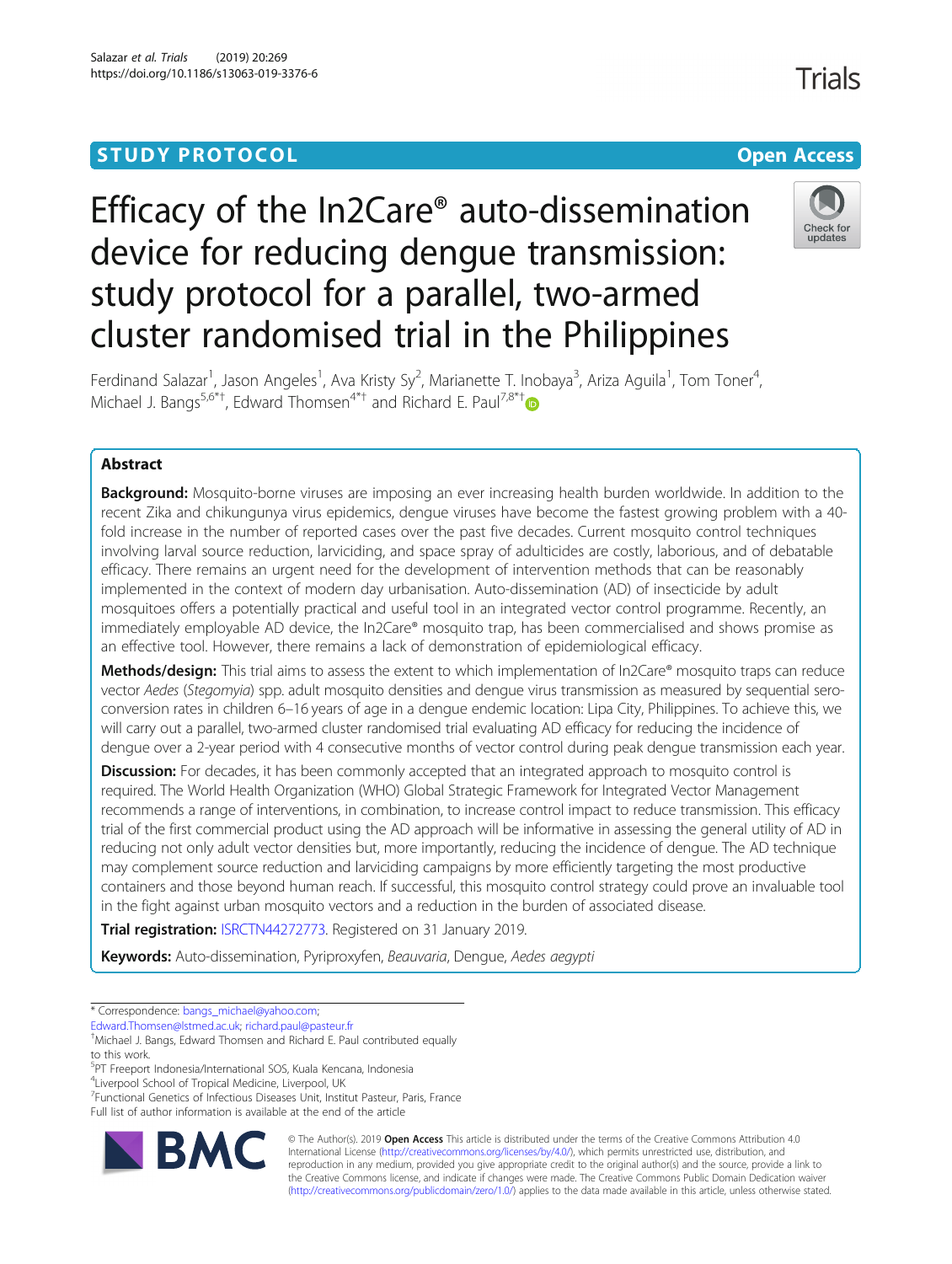STUDY PROTOCOL

Open Access

# Efficacy of the In2Care® auto-dissemination device for reducing dengue transmission: study protocol for a parallel, two-armed cluster randomised trial in the Philippines

Ferdinand Salazar[1], Jason Angeles[1], Ava Kristy Sy[2], Marianette T. Inobaya[3], Ariza Aguila[1], Tom Toner[4], Michael J. Bangs[5,6*†], Edward Thomsen[4*†] and Richard E. Paul[7,8*†]

## Abstract

**Background:** Mosquito-borne viruses are imposing an ever increasing health burden worldwide. In addition to the recent Zika and chikungunya virus epidemics, dengue viruses have become the fastest growing problem with a 40-fold increase in the number of reported cases over the past five decades. Current mosquito control techniques involving larval source reduction, larviciding, and space spray of adulticides are costly, laborious, and of debatable efficacy. There remains an urgent need for the development of intervention methods that can be reasonably implemented in the context of modern day urbanisation. Auto-dissemination (AD) of insecticide by adult mosquitoes offers a potentially practical and useful tool in an integrated vector control programme. Recently, an immediately employable AD device, the In2Care® mosquito trap, has been commercialised and shows promise as an effective tool. However, there remains a lack of demonstration of epidemiological efficacy.

**Methods/design:** This trial aims to assess the extent to which implementation of In2Care® mosquito traps can reduce vector *Aedes* (*Stegomyia*) spp. adult mosquito densities and dengue virus transmission as measured by sequential sero-conversion rates in children 6–16 years of age in a dengue endemic location: Lipa City, Philippines. To achieve this, we will carry out a parallel, two-armed cluster randomised trial evaluating AD efficacy for reducing the incidence of dengue over a 2-year period with 4 consecutive months of vector control during peak dengue transmission each year.

**Discussion:** For decades, it has been commonly accepted that an integrated approach to mosquito control is required. The World Health Organization (WHO) Global Strategic Framework for Integrated Vector Management recommends a range of interventions, in combination, to increase control impact to reduce transmission. This efficacy trial of the first commercial product using the AD approach will be informative in assessing the general utility of AD in reducing not only adult vector densities but, more importantly, reducing the incidence of dengue. The AD technique may complement source reduction and larviciding campaigns by more efficiently targeting the most productive containers and those beyond human reach. If successful, this mosquito control strategy could prove an invaluable tool in the fight against urban mosquito vectors and a reduction in the burden of associated disease.

**Trial registration:** ISRCTN44272773. Registered on 31 January 2019.

**Keywords:** Auto-dissemination, Pyriproxyfen, *Beauvaria*, Dengue, *Aedes aegypti*

---

\* Correspondence: bangs_michael@yahoo.com; Edward.Thomsen@lstmed.ac.uk; richard.paul@pasteur.fr

†Michael J. Bangs, Edward Thomsen and Richard E. Paul contributed equally to this work.

[5]PT Freeport Indonesia/International SOS, Kuala Kencana, Indonesia

[4]Liverpool School of Tropical Medicine, Liverpool, UK

[7]Functional Genetics of Infectious Diseases Unit, Institut Pasteur, Paris, France

Full list of author information is available at the end of the article

© The Author(s). 2019 **Open Access** This article is distributed under the terms of the Creative Commons Attribution 4.0 International License (http://creativecommons.org/licenses/by/4.0/), which permits unrestricted use, distribution, and reproduction in any medium, provided you give appropriate credit to the original author(s) and the source, provide a link to the Creative Commons license, and indicate if changes were made. The Creative Commons Public Domain Dedication waiver (http://creativecommons.org/publicdomain/zero/1.0/) applies to the data made available in this article, unless otherwise stated.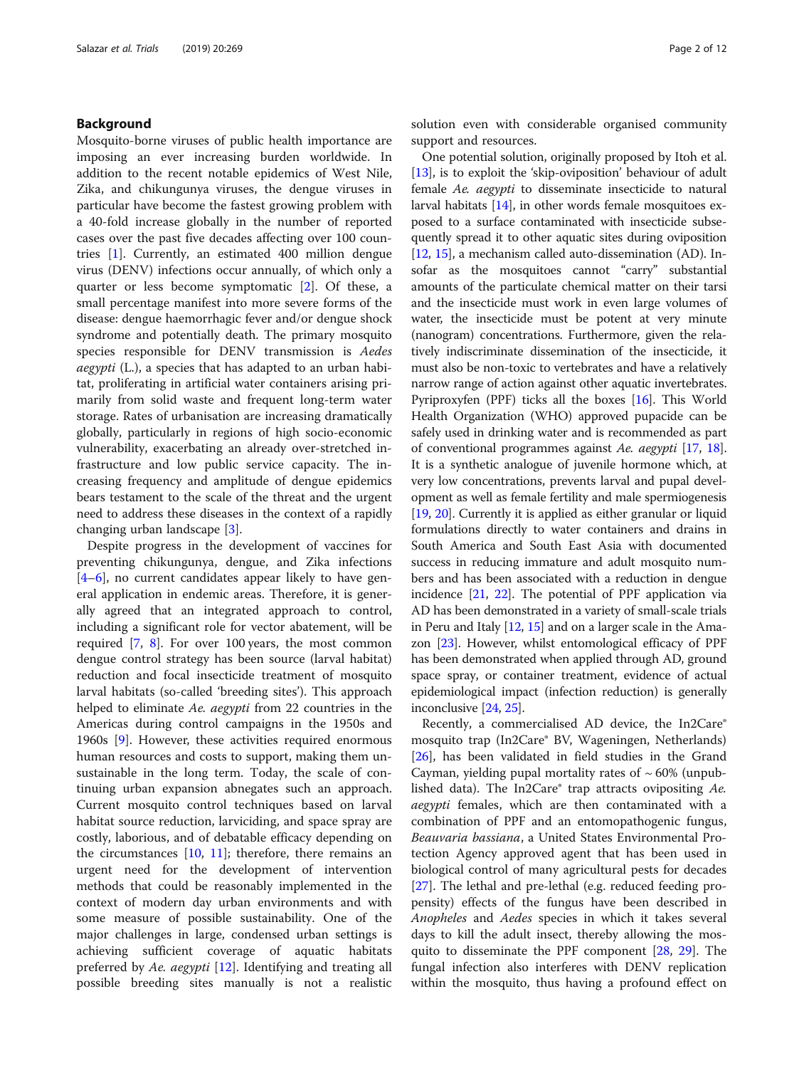## Background

Mosquito-borne viruses of public health importance are imposing an ever increasing burden worldwide. In addition to the recent notable epidemics of West Nile, Zika, and chikungunya viruses, the dengue viruses in particular have become the fastest growing problem with a 40-fold increase globally in the number of reported cases over the past five decades affecting over 100 countries [1]. Currently, an estimated 400 million dengue virus (DENV) infections occur annually, of which only a quarter or less become symptomatic [2]. Of these, a small percentage manifest into more severe forms of the disease: dengue haemorrhagic fever and/or dengue shock syndrome and potentially death. The primary mosquito species responsible for DENV transmission is *Aedes aegypti* (L.), a species that has adapted to an urban habitat, proliferating in artificial water containers arising primarily from solid waste and frequent long-term water storage. Rates of urbanisation are increasing dramatically globally, particularly in regions of high socio-economic vulnerability, exacerbating an already over-stretched infrastructure and low public service capacity. The increasing frequency and amplitude of dengue epidemics bears testament to the scale of the threat and the urgent need to address these diseases in the context of a rapidly changing urban landscape [3].

Despite progress in the development of vaccines for preventing chikungunya, dengue, and Zika infections [4–6], no current candidates appear likely to have general application in endemic areas. Therefore, it is generally agreed that an integrated approach to control, including a significant role for vector abatement, will be required [7, 8]. For over 100 years, the most common dengue control strategy has been source (larval habitat) reduction and focal insecticide treatment of mosquito larval habitats (so-called 'breeding sites'). This approach helped to eliminate *Ae. aegypti* from 22 countries in the Americas during control campaigns in the 1950s and 1960s [9]. However, these activities required enormous human resources and costs to support, making them unsustainable in the long term. Today, the scale of continuing urban expansion abnegates such an approach. Current mosquito control techniques based on larval habitat source reduction, larviciding, and space spray are costly, laborious, and of debatable efficacy depending on the circumstances [10, 11]; therefore, there remains an urgent need for the development of intervention methods that could be reasonably implemented in the context of modern day urban environments and with some measure of possible sustainability. One of the major challenges in large, condensed urban settings is achieving sufficient coverage of aquatic habitats preferred by *Ae. aegypti* [12]. Identifying and treating all possible breeding sites manually is not a realistic solution even with considerable organised community support and resources.

One potential solution, originally proposed by Itoh et al. [13], is to exploit the 'skip-oviposition' behaviour of adult female *Ae. aegypti* to disseminate insecticide to natural larval habitats [14], in other words female mosquitoes exposed to a surface contaminated with insecticide subsequently spread it to other aquatic sites during oviposition [12, 15], a mechanism called auto-dissemination (AD). Insofar as the mosquitoes cannot "carry" substantial amounts of the particulate chemical matter on their tarsi and the insecticide must work in even large volumes of water, the insecticide must be potent at very minute (nanogram) concentrations. Furthermore, given the relatively indiscriminate dissemination of the insecticide, it must also be non-toxic to vertebrates and have a relatively narrow range of action against other aquatic invertebrates. Pyriproxyfen (PPF) ticks all the boxes [16]. This World Health Organization (WHO) approved pupacide can be safely used in drinking water and is recommended as part of conventional programmes against *Ae. aegypti* [17, 18]. It is a synthetic analogue of juvenile hormone which, at very low concentrations, prevents larval and pupal development as well as female fertility and male spermiogenesis [19, 20]. Currently it is applied as either granular or liquid formulations directly to water containers and drains in South America and South East Asia with documented success in reducing immature and adult mosquito numbers and has been associated with a reduction in dengue incidence [21, 22]. The potential of PPF application via AD has been demonstrated in a variety of small-scale trials in Peru and Italy [12, 15] and on a larger scale in the Amazon [23]. However, whilst entomological efficacy of PPF has been demonstrated when applied through AD, ground space spray, or container treatment, evidence of actual epidemiological impact (infection reduction) is generally inconclusive [24, 25].

Recently, a commercialised AD device, the In2Care® mosquito trap (In2Care® BV, Wageningen, Netherlands) [26], has been validated in field studies in the Grand Cayman, yielding pupal mortality rates of ~ 60% (unpublished data). The In2Care® trap attracts ovipositing *Ae. aegypti* females, which are then contaminated with a combination of PPF and an entomopathogenic fungus, *Beauvaria bassiana*, a United States Environmental Protection Agency approved agent that has been used in biological control of many agricultural pests for decades [27]. The lethal and pre-lethal (e.g. reduced feeding propensity) effects of the fungus have been described in *Anopheles* and *Aedes* species in which it takes several days to kill the adult insect, thereby allowing the mosquito to disseminate the PPF component [28, 29]. The fungal infection also interferes with DENV replication within the mosquito, thus having a profound effect on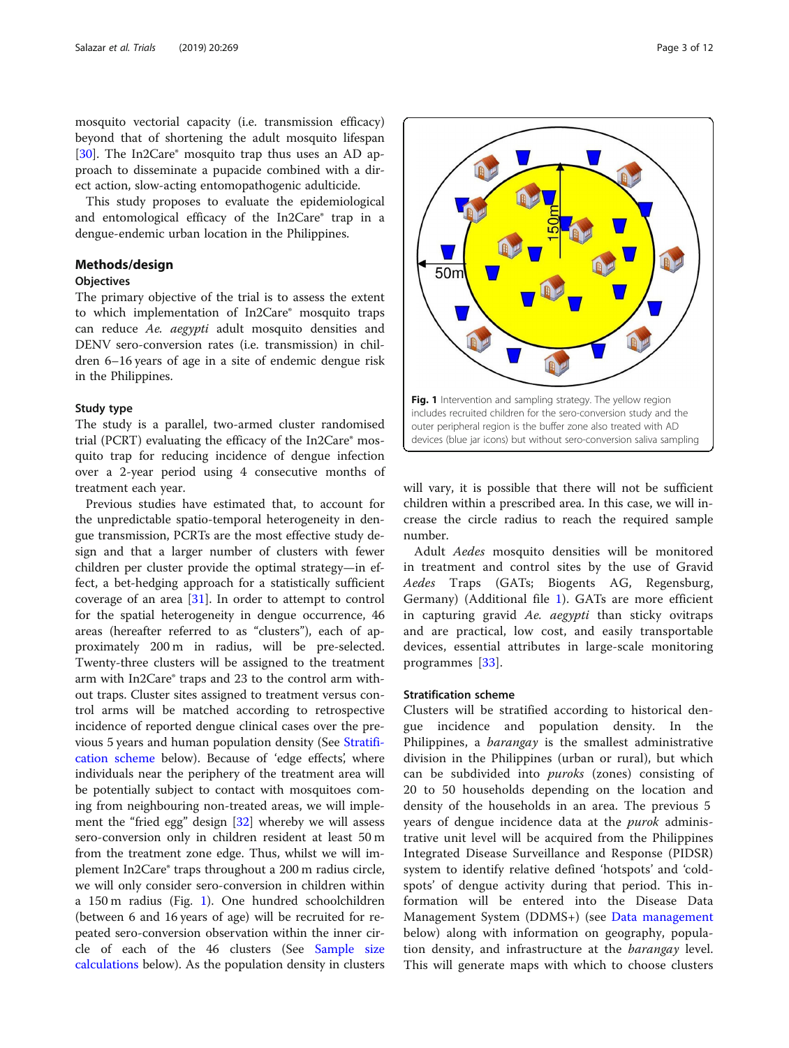mosquito vectorial capacity (i.e. transmission efficacy) beyond that of shortening the adult mosquito lifespan [30]. The In2Care® mosquito trap thus uses an AD approach to disseminate a pupacide combined with a direct action, slow-acting entomopathogenic adulticide.

This study proposes to evaluate the epidemiological and entomological efficacy of the In2Care® trap in a dengue-endemic urban location in the Philippines.

## Methods/design

### Objectives

The primary objective of the trial is to assess the extent to which implementation of In2Care® mosquito traps can reduce *Ae. aegypti* adult mosquito densities and DENV sero-conversion rates (i.e. transmission) in children 6–16 years of age in a site of endemic dengue risk in the Philippines.

### Study type

The study is a parallel, two-armed cluster randomised trial (PCRT) evaluating the efficacy of the In2Care® mosquito trap for reducing incidence of dengue infection over a 2-year period using 4 consecutive months of treatment each year.

Previous studies have estimated that, to account for the unpredictable spatio-temporal heterogeneity in dengue transmission, PCRTs are the most effective study design and that a larger number of clusters with fewer children per cluster provide the optimal strategy—in effect, a bet-hedging approach for a statistically sufficient coverage of an area [31]. In order to attempt to control for the spatial heterogeneity in dengue occurrence, 46 areas (hereafter referred to as "clusters"), each of approximately 200 m in radius, will be pre-selected. Twenty-three clusters will be assigned to the treatment arm with In2Care® traps and 23 to the control arm without traps. Cluster sites assigned to treatment versus control arms will be matched according to retrospective incidence of reported dengue clinical cases over the previous 5 years and human population density (See Stratification scheme below). Because of 'edge effects', where individuals near the periphery of the treatment area will be potentially subject to contact with mosquitoes coming from neighbouring non-treated areas, we will implement the "fried egg" design [32] whereby we will assess sero-conversion only in children resident at least 50 m from the treatment zone edge. Thus, whilst we will implement In2Care® traps throughout a 200 m radius circle, we will only consider sero-conversion in children within a 150 m radius (Fig. 1). One hundred schoolchildren (between 6 and 16 years of age) will be recruited for repeated sero-conversion observation within the inner circle of each of the 46 clusters (See Sample size calculations below). As the population density in clusters will vary, it is possible that there will not be sufficient children within a prescribed area. In this case, we will increase the circle radius to reach the required sample number.

**Fig. 1** Intervention and sampling strategy. The yellow region includes recruited children for the sero-conversion study and the outer peripheral region is the buffer zone also treated with AD devices (blue jar icons) but without sero-conversion saliva sampling

Adult *Aedes* mosquito densities will be monitored in treatment and control sites by the use of Gravid *Aedes* Traps (GATs; Biogents AG, Regensburg, Germany) (Additional file 1). GATs are more efficient in capturing gravid *Ae. aegypti* than sticky ovitraps and are practical, low cost, and easily transportable devices, essential attributes in large-scale monitoring programmes [33].

### Stratification scheme

Clusters will be stratified according to historical dengue incidence and population density. In the Philippines, a *barangay* is the smallest administrative division in the Philippines (urban or rural), but which can be subdivided into *puroks* (zones) consisting of 20 to 50 households depending on the location and density of the households in an area. The previous 5 years of dengue incidence data at the *purok* administrative unit level will be acquired from the Philippines Integrated Disease Surveillance and Response (PIDSR) system to identify relative defined 'hotspots' and 'cold-spots' of dengue activity during that period. This information will be entered into the Disease Data Management System (DDMS+) (see Data management below) along with information on geography, population density, and infrastructure at the *barangay* level. This will generate maps with which to choose clusters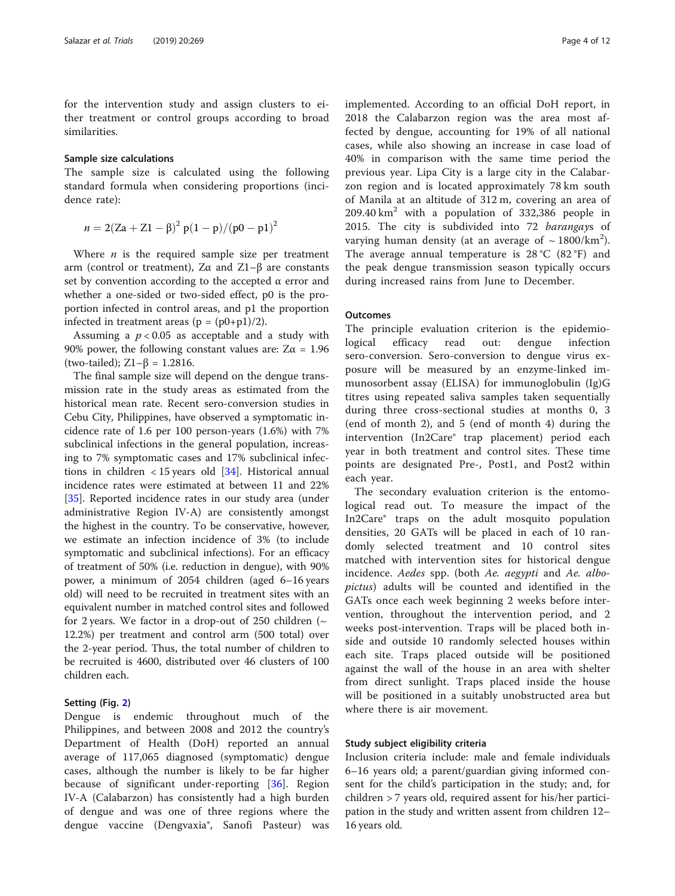for the intervention study and assign clusters to either treatment or control groups according to broad similarities.

### Sample size calculations

The sample size is calculated using the following standard formula when considering proportions (incidence rate):

$$n = 2(\text{Za} + \text{Z1} - \beta)^2\, p(1-p)/(p0 - p1)^2$$

Where $n$ is the required sample size per treatment arm (control or treatment), $Z\alpha$ and $Z1{-}\beta$ are constants set by convention according to the accepted α error and whether a one-sided or two-sided effect, p0 is the proportion infected in control areas, and p1 the proportion infected in treatment areas ($p = (p0+p1)/2$).

Assuming a $p < 0.05$ as acceptable and a study with 90% power, the following constant values are: $Z\alpha = 1.96$ (two-tailed); $Z1{-}\beta = 1.2816$.

The final sample size will depend on the dengue transmission rate in the study areas as estimated from the historical mean rate. Recent sero-conversion studies in Cebu City, Philippines, have observed a symptomatic incidence rate of 1.6 per 100 person-years (1.6%) with 7% subclinical infections in the general population, increasing to 7% symptomatic cases and 17% subclinical infections in children < 15 years old [34]. Historical annual incidence rates were estimated at between 11 and 22% [35]. Reported incidence rates in our study area (under administrative Region IV-A) are consistently amongst the highest in the country. To be conservative, however, we estimate an infection incidence of 3% (to include symptomatic and subclinical infections). For an efficacy of treatment of 50% (i.e. reduction in dengue), with 90% power, a minimum of 2054 children (aged 6–16 years old) will need to be recruited in treatment sites with an equivalent number in matched control sites and followed for 2 years. We factor in a drop-out of 250 children (~ 12.2%) per treatment and control arm (500 total) over the 2-year period. Thus, the total number of children to be recruited is 4600, distributed over 46 clusters of 100 children each.

### Setting (Fig. 2)

Dengue is endemic throughout much of the Philippines, and between 2008 and 2012 the country's Department of Health (DoH) reported an annual average of 117,065 diagnosed (symptomatic) dengue cases, although the number is likely to be far higher because of significant under-reporting [36]. Region IV-A (Calabarzon) has consistently had a high burden of dengue and was one of three regions where the dengue vaccine (Dengvaxia®, Sanofi Pasteur) was implemented. According to an official DoH report, in 2018 the Calabarzon region was the area most affected by dengue, accounting for 19% of all national cases, while also showing an increase in case load of 40% in comparison with the same time period the previous year. Lipa City is a large city in the Calabarzon region and is located approximately 78 km south of Manila at an altitude of 312 m, covering an area of 209.40 km$^2$ with a population of 332,386 people in 2015. The city is subdivided into 72 *barangay*s of varying human density (at an average of ~ 1800/km$^2$). The average annual temperature is 28 °C (82 °F) and the peak dengue transmission season typically occurs during increased rains from June to December.

### Outcomes

The principle evaluation criterion is the epidemiological efficacy read out: dengue infection sero-conversion. Sero-conversion to dengue virus exposure will be measured by an enzyme-linked immunosorbent assay (ELISA) for immunoglobulin (Ig)G titres using repeated saliva samples taken sequentially during three cross-sectional studies at months 0, 3 (end of month 2), and 5 (end of month 4) during the intervention (In2Care® trap placement) period each year in both treatment and control sites. These time points are designated Pre-, Post1, and Post2 within each year.

The secondary evaluation criterion is the entomological read out. To measure the impact of the In2Care® traps on the adult mosquito population densities, 20 GATs will be placed in each of 10 randomly selected treatment and 10 control sites matched with intervention sites for historical dengue incidence. *Aedes* spp. (both *Ae. aegypti* and *Ae. albopictus*) adults will be counted and identified in the GATs once each week beginning 2 weeks before intervention, throughout the intervention period, and 2 weeks post-intervention. Traps will be placed both inside and outside 10 randomly selected houses within each site. Traps placed outside will be positioned against the wall of the house in an area with shelter from direct sunlight. Traps placed inside the house will be positioned in a suitably unobstructed area but where there is air movement.

### Study subject eligibility criteria

Inclusion criteria include: male and female individuals 6–16 years old; a parent/guardian giving informed consent for the child's participation in the study; and, for children > 7 years old, required assent for his/her participation in the study and written assent from children 12–16 years old.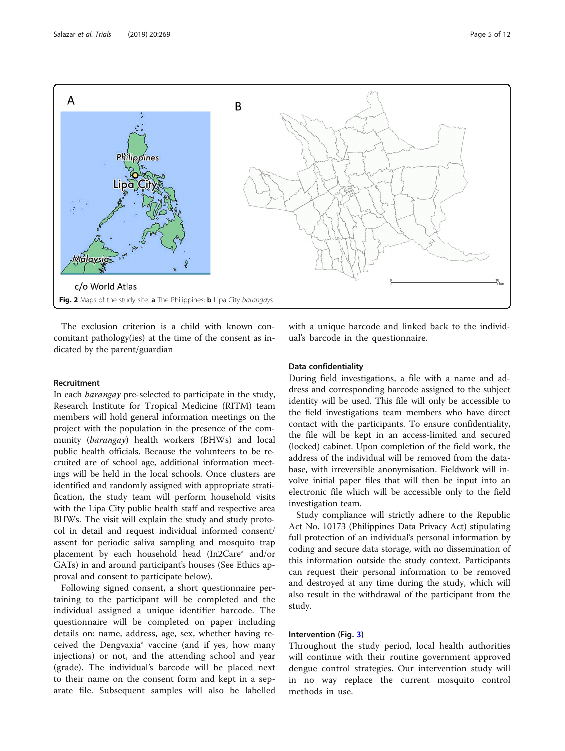Fig. 2 Maps of the study site. **a** The Philippines; **b** Lipa City *barangays*

The exclusion criterion is a child with known concomitant pathology(ies) at the time of the consent as indicated by the parent/guardian

### Recruitment

In each *barangay* pre-selected to participate in the study, Research Institute for Tropical Medicine (RITM) team members will hold general information meetings on the project with the population in the presence of the community (*barangay*) health workers (BHWs) and local public health officials. Because the volunteers to be recruited are of school age, additional information meetings will be held in the local schools. Once clusters are identified and randomly assigned with appropriate stratification, the study team will perform household visits with the Lipa City public health staff and respective area BHWs. The visit will explain the study and study protocol in detail and request individual informed consent/assent for periodic saliva sampling and mosquito trap placement by each household head (In2Care® and/or GATs) in and around participant's houses (See Ethics approval and consent to participate below).

Following signed consent, a short questionnaire pertaining to the participant will be completed and the individual assigned a unique identifier barcode. The questionnaire will be completed on paper including details on: name, address, age, sex, whether having received the Dengvaxia® vaccine (and if yes, how many injections) or not, and the attending school and year (grade). The individual's barcode will be placed next to their name on the consent form and kept in a separate file. Subsequent samples will also be labelled with a unique barcode and linked back to the individual's barcode in the questionnaire.

### Data confidentiality

During field investigations, a file with a name and address and corresponding barcode assigned to the subject identity will be used. This file will only be accessible to the field investigations team members who have direct contact with the participants. To ensure confidentiality, the file will be kept in an access-limited and secured (locked) cabinet. Upon completion of the field work, the address of the individual will be removed from the database, with irreversible anonymisation. Fieldwork will involve initial paper files that will then be input into an electronic file which will be accessible only to the field investigation team.

Study compliance will strictly adhere to the Republic Act No. 10173 (Philippines Data Privacy Act) stipulating full protection of an individual's personal information by coding and secure data storage, with no dissemination of this information outside the study context. Participants can request their personal information to be removed and destroyed at any time during the study, which will also result in the withdrawal of the participant from the study.

### Intervention (Fig. 3)

Throughout the study period, local health authorities will continue with their routine government approved dengue control strategies. Our intervention study will in no way replace the current mosquito control methods in use.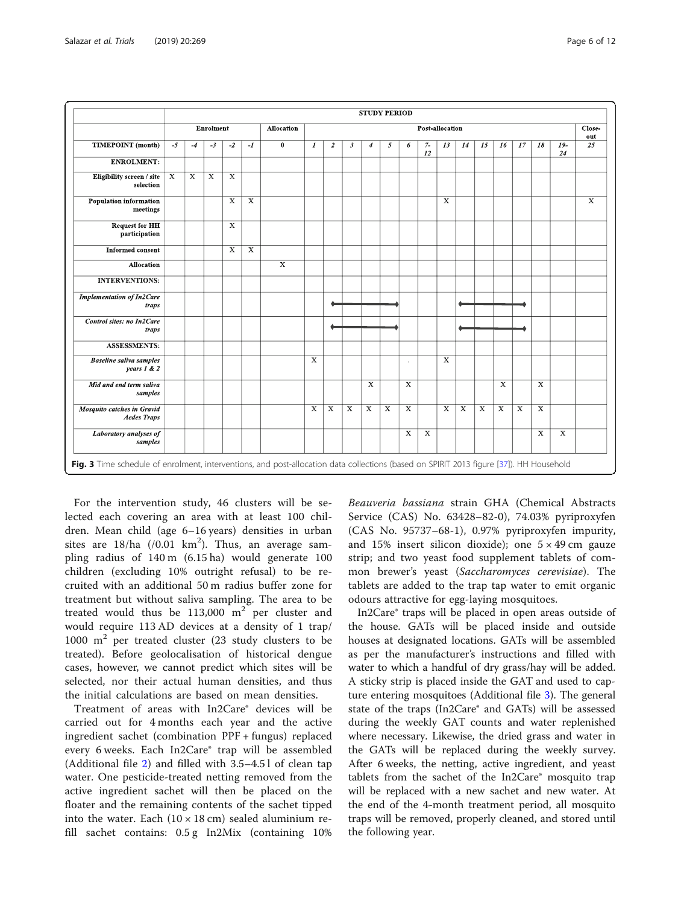| | STUDY PERIOD | | | | | | | | | | | | | | | | | | | | |
|---|---|---|---|---|---|---|---|---|---|---|---|---|---|---|---|---|---|---|---|---|---|
| | Enrolment | | | | | Allocation | Post-allocation | | | | | | | | | | | | | | Close-out |
| **TIMEPOINT (month)** | *-5* | *-4* | *-3* | *-2* | *-1* | **0** | *1* | *2* | *3* | *4* | *5* | *6* | *7-12* | *13* | *14* | *15* | *16* | *17* | *18* | *19-24* | *25* |
| **ENROLMENT:** | | | | | | | | | | | | | | | | | | | | | |
| **Eligibility screen / site selection** | X | X | X | X | | | | | | | | | | | | | | | | | |
| **Population information meetings** | | | | X | X | | | | | | | | | X | | | | | | | X |
| **Request for HH participation** | | | | X | | | | | | | | | | | | | | | | | |
| **Informed consent** | | | | X | X | | | | | | | | | | | | | | | | |
| **Allocation** | | | | | | X | | | | | | | | | | | | | | | |
| **INTERVENTIONS:** | | | | | | | | | | | | | | | | | | | | | |
| ***Implementation of In2Care traps*** | | | | | | | | ← | — | — | → | | | | ← | — | — | → | | | |
| ***Control sites: no In2Care traps*** | | | | | | | | ← | — | — | → | | | | ← | — | — | → | | | |
| **ASSESSMENTS:** | | | | | | | | | | | | | | | | | | | | | |
| ***Baseline saliva samples years 1 & 2*** | | | | | | | X | | | | | . | | X | | | | | | | |
| ***Mid and end term saliva samples*** | | | | | | | | | | X | | X | | | | | X | | X | | |
| ***Mosquito catches in Gravid Aedes Traps*** | | | | | | | X | X | X | X | X | X | | X | X | X | X | X | X | | |
| ***Laboratory analyses of samples*** | | | | | | | | | | | | X | X | | | | | | X | X | |

**Fig. 3** Time schedule of enrolment, interventions, and post-allocation data collections (based on SPIRIT 2013 figure [37]). HH Household

For the intervention study, 46 clusters will be selected each covering an area with at least 100 children. Mean child (age 6–16 years) densities in urban sites are 18/ha (/0.01 km$^2$). Thus, an average sampling radius of 140 m (6.15 ha) would generate 100 children (excluding 10% outright refusal) to be recruited with an additional 50 m radius buffer zone for treatment but without saliva sampling. The area to be treated would thus be 113,000 m$^2$ per cluster and would require 113 AD devices at a density of 1 trap/1000 m$^2$ per treated cluster (23 study clusters to be treated). Before geolocalisation of historical dengue cases, however, we cannot predict which sites will be selected, nor their actual human densities, and thus the initial calculations are based on mean densities.

Treatment of areas with In2Care® devices will be carried out for 4 months each year and the active ingredient sachet (combination PPF + fungus) replaced every 6 weeks. Each In2Care® trap will be assembled (Additional file 2) and filled with 3.5–4.5 l of clean tap water. One pesticide-treated netting removed from the active ingredient sachet will then be placed on the floater and the remaining contents of the sachet tipped into the water. Each (10 × 18 cm) sealed aluminium refill sachet contains: 0.5 g In2Mix (containing 10% *Beauveria bassiana* strain GHA (Chemical Abstracts Service (CAS) No. 63428–82-0), 74.03% pyriproxyfen (CAS No. 95737–68-1), 0.97% pyriproxyfen impurity, and 15% insert silicon dioxide); one 5 × 49 cm gauze strip; and two yeast food supplement tablets of common brewer's yeast (*Saccharomyces cerevisiae*). The tablets are added to the trap tap water to emit organic odours attractive for egg-laying mosquitoes.

In2Care® traps will be placed in open areas outside of the house. GATs will be placed inside and outside houses at designated locations. GATs will be assembled as per the manufacturer's instructions and filled with water to which a handful of dry grass/hay will be added. A sticky strip is placed inside the GAT and used to capture entering mosquitoes (Additional file 3). The general state of the traps (In2Care® and GATs) will be assessed during the weekly GAT counts and water replenished where necessary. Likewise, the dried grass and water in the GATs will be replaced during the weekly survey. After 6 weeks, the netting, active ingredient, and yeast tablets from the sachet of the In2Care® mosquito trap will be replaced with a new sachet and new water. At the end of the 4-month treatment period, all mosquito traps will be removed, properly cleaned, and stored until the following year.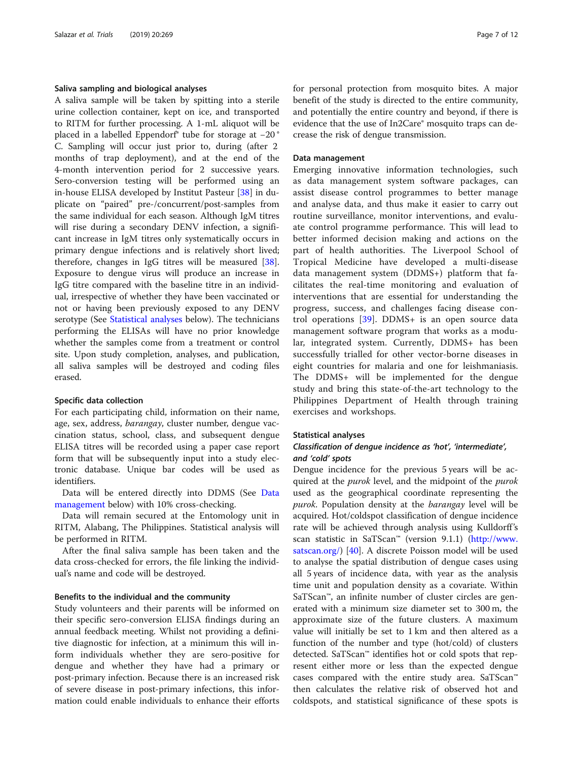### Saliva sampling and biological analyses

A saliva sample will be taken by spitting into a sterile urine collection container, kept on ice, and transported to RITM for further processing. A 1-mL aliquot will be placed in a labelled Eppendorf® tube for storage at −20 °C. Sampling will occur just prior to, during (after 2 months of trap deployment), and at the end of the 4-month intervention period for 2 successive years. Sero-conversion testing will be performed using an in-house ELISA developed by Institut Pasteur [38] in duplicate on "paired" pre-/concurrent/post-samples from the same individual for each season. Although IgM titres will rise during a secondary DENV infection, a significant increase in IgM titres only systematically occurs in primary dengue infections and is relatively short lived; therefore, changes in IgG titres will be measured [38]. Exposure to dengue virus will produce an increase in IgG titre compared with the baseline titre in an individual, irrespective of whether they have been vaccinated or not or having been previously exposed to any DENV serotype (See Statistical analyses below). The technicians performing the ELISAs will have no prior knowledge whether the samples come from a treatment or control site. Upon study completion, analyses, and publication, all saliva samples will be destroyed and coding files erased.

### Specific data collection

For each participating child, information on their name, age, sex, address, *barangay*, cluster number, dengue vaccination status, school, class, and subsequent dengue ELISA titres will be recorded using a paper case report form that will be subsequently input into a study electronic database. Unique bar codes will be used as identifiers.

Data will be entered directly into DDMS (See Data management below) with 10% cross-checking.

Data will remain secured at the Entomology unit in RITM, Alabang, The Philippines. Statistical analysis will be performed in RITM.

After the final saliva sample has been taken and the data cross-checked for errors, the file linking the individual's name and code will be destroyed.

### Benefits to the individual and the community

Study volunteers and their parents will be informed on their specific sero-conversion ELISA findings during an annual feedback meeting. Whilst not providing a definitive diagnostic for infection, at a minimum this will inform individuals whether they are sero-positive for dengue and whether they have had a primary or post-primary infection. Because there is an increased risk of severe disease in post-primary infections, this information could enable individuals to enhance their efforts for personal protection from mosquito bites. A major benefit of the study is directed to the entire community, and potentially the entire country and beyond, if there is evidence that the use of In2Care® mosquito traps can decrease the risk of dengue transmission.

### Data management

Emerging innovative information technologies, such as data management system software packages, can assist disease control programmes to better manage and analyse data, and thus make it easier to carry out routine surveillance, monitor interventions, and evaluate control programme performance. This will lead to better informed decision making and actions on the part of health authorities. The Liverpool School of Tropical Medicine have developed a multi-disease data management system (DDMS+) platform that facilitates the real-time monitoring and evaluation of interventions that are essential for understanding the progress, success, and challenges facing disease control operations [39]. DDMS+ is an open source data management software program that works as a modular, integrated system. Currently, DDMS+ has been successfully trialled for other vector-borne diseases in eight countries for malaria and one for leishmaniasis. The DDMS+ will be implemented for the dengue study and bring this state-of-the-art technology to the Philippines Department of Health through training exercises and workshops.

### Statistical analyses

#### *Classification of dengue incidence as 'hot', 'intermediate', and 'cold' spots*

Dengue incidence for the previous 5 years will be acquired at the *purok* level, and the midpoint of the *purok* used as the geographical coordinate representing the *purok*. Population density at the *barangay* level will be acquired. Hot/coldspot classification of dengue incidence rate will be achieved through analysis using Kulldorff's scan statistic in SaTScan™ (version 9.1.1) (http://www.satscan.org/) [40]. A discrete Poisson model will be used to analyse the spatial distribution of dengue cases using all 5 years of incidence data, with year as the analysis time unit and population density as a covariate. Within SaTScan™, an infinite number of cluster circles are generated with a minimum size diameter set to 300 m, the approximate size of the future clusters. A maximum value will initially be set to 1 km and then altered as a function of the number and type (hot/cold) of clusters detected. SaTScan™ identifies hot or cold spots that represent either more or less than the expected dengue cases compared with the entire study area. SaTScan™ then calculates the relative risk of observed hot and coldspots, and statistical significance of these spots is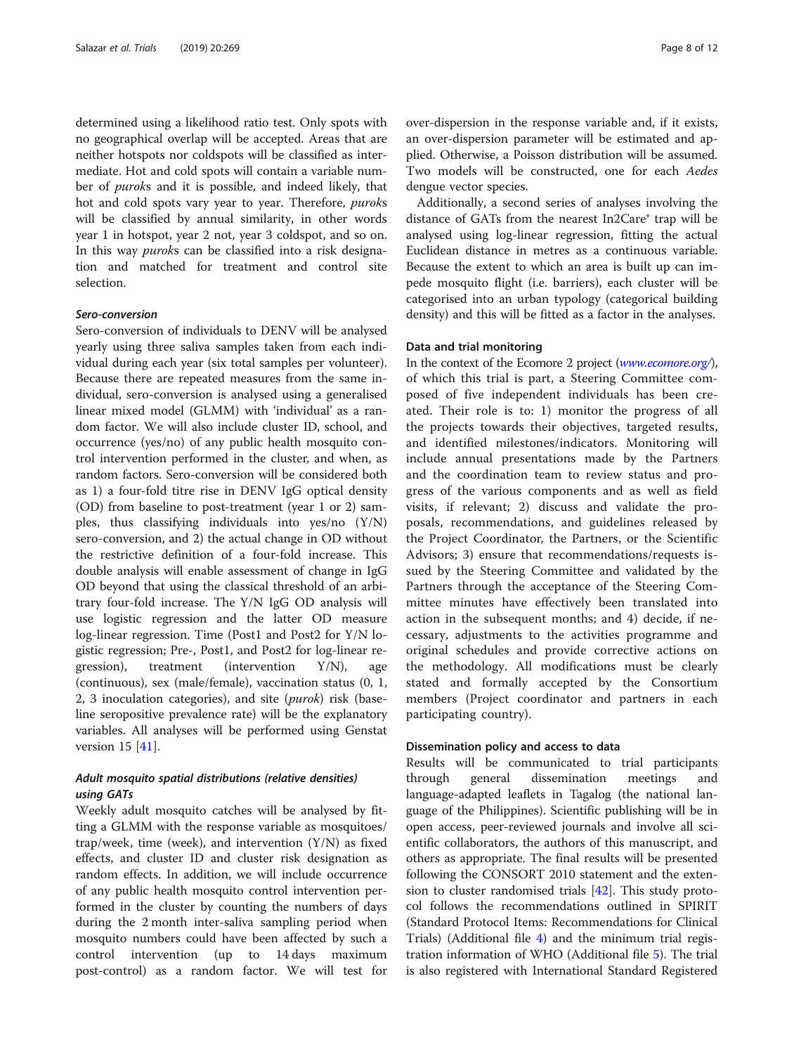determined using a likelihood ratio test. Only spots with no geographical overlap will be accepted. Areas that are neither hotspots nor coldspots will be classified as intermediate. Hot and cold spots will contain a variable number of *purok*s and it is possible, and indeed likely, that hot and cold spots vary year to year. Therefore, *purok*s will be classified by annual similarity, in other words year 1 in hotspot, year 2 not, year 3 coldspot, and so on. In this way *purok*s can be classified into a risk designation and matched for treatment and control site selection.

#### Sero-conversion

Sero-conversion of individuals to DENV will be analysed yearly using three saliva samples taken from each individual during each year (six total samples per volunteer). Because there are repeated measures from the same individual, sero-conversion is analysed using a generalised linear mixed model (GLMM) with 'individual' as a random factor. We will also include cluster ID, school, and occurrence (yes/no) of any public health mosquito control intervention performed in the cluster, and when, as random factors. Sero-conversion will be considered both as 1) a four-fold titre rise in DENV IgG optical density (OD) from baseline to post-treatment (year 1 or 2) samples, thus classifying individuals into yes/no (Y/N) sero-conversion, and 2) the actual change in OD without the restrictive definition of a four-fold increase. This double analysis will enable assessment of change in IgG OD beyond that using the classical threshold of an arbitrary four-fold increase. The Y/N IgG OD analysis will use logistic regression and the latter OD measure log-linear regression. Time (Post1 and Post2 for Y/N logistic regression; Pre-, Post1, and Post2 for log-linear regression), treatment (intervention Y/N), age (continuous), sex (male/female), vaccination status (0, 1, 2, 3 inoculation categories), and site (*purok*) risk (baseline seropositive prevalence rate) will be the explanatory variables. All analyses will be performed using Genstat version 15 [41].

### Adult mosquito spatial distributions (relative densities) using GATs

Weekly adult mosquito catches will be analysed by fitting a GLMM with the response variable as mosquitoes/trap/week, time (week), and intervention (Y/N) as fixed effects, and cluster ID and cluster risk designation as random effects. In addition, we will include occurrence of any public health mosquito control intervention performed in the cluster by counting the numbers of days during the 2 month inter-saliva sampling period when mosquito numbers could have been affected by such a control intervention (up to 14 days maximum post-control) as a random factor. We will test for over-dispersion in the response variable and, if it exists, an over-dispersion parameter will be estimated and applied. Otherwise, a Poisson distribution will be assumed. Two models will be constructed, one for each *Aedes* dengue vector species.

Additionally, a second series of analyses involving the distance of GATs from the nearest In2Care® trap will be analysed using log-linear regression, fitting the actual Euclidean distance in metres as a continuous variable. Because the extent to which an area is built up can impede mosquito flight (i.e. barriers), each cluster will be categorised into an urban typology (categorical building density) and this will be fitted as a factor in the analyses.

### Data and trial monitoring

In the context of the Ecomore 2 project (*www.ecomore.org/*), of which this trial is part, a Steering Committee composed of five independent individuals has been created. Their role is to: 1) monitor the progress of all the projects towards their objectives, targeted results, and identified milestones/indicators. Monitoring will include annual presentations made by the Partners and the coordination team to review status and progress of the various components and as well as field visits, if relevant; 2) discuss and validate the proposals, recommendations, and guidelines released by the Project Coordinator, the Partners, or the Scientific Advisors; 3) ensure that recommendations/requests issued by the Steering Committee and validated by the Partners through the acceptance of the Steering Committee minutes have effectively been translated into action in the subsequent months; and 4) decide, if necessary, adjustments to the activities programme and original schedules and provide corrective actions on the methodology. All modifications must be clearly stated and formally accepted by the Consortium members (Project coordinator and partners in each participating country).

### Dissemination policy and access to data

Results will be communicated to trial participants through general dissemination meetings and language-adapted leaflets in Tagalog (the national language of the Philippines). Scientific publishing will be in open access, peer-reviewed journals and involve all scientific collaborators, the authors of this manuscript, and others as appropriate. The final results will be presented following the CONSORT 2010 statement and the extension to cluster randomised trials [42]. This study protocol follows the recommendations outlined in SPIRIT (Standard Protocol Items: Recommendations for Clinical Trials) (Additional file 4) and the minimum trial registration information of WHO (Additional file 5). The trial is also registered with International Standard Registered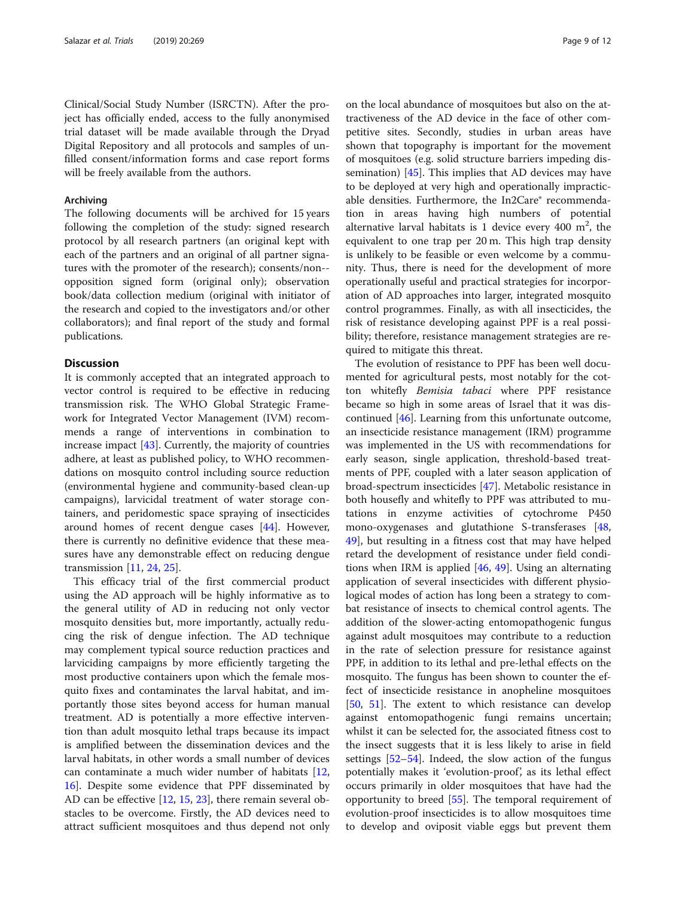Clinical/Social Study Number (ISRCTN). After the project has officially ended, access to the fully anonymised trial dataset will be made available through the Dryad Digital Repository and all protocols and samples of unfilled consent/information forms and case report forms will be freely available from the authors.

### Archiving

The following documents will be archived for 15 years following the completion of the study: signed research protocol by all research partners (an original kept with each of the partners and an original of all partner signatures with the promoter of the research); consents/non--opposition signed form (original only); observation book/data collection medium (original with initiator of the research and copied to the investigators and/or other collaborators); and final report of the study and formal publications.

## Discussion

It is commonly accepted that an integrated approach to vector control is required to be effective in reducing transmission risk. The WHO Global Strategic Framework for Integrated Vector Management (IVM) recommends a range of interventions in combination to increase impact [43]. Currently, the majority of countries adhere, at least as published policy, to WHO recommendations on mosquito control including source reduction (environmental hygiene and community-based clean-up campaigns), larvicidal treatment of water storage containers, and peridomestic space spraying of insecticides around homes of recent dengue cases [44]. However, there is currently no definitive evidence that these measures have any demonstrable effect on reducing dengue transmission [11, 24, 25].

This efficacy trial of the first commercial product using the AD approach will be highly informative as to the general utility of AD in reducing not only vector mosquito densities but, more importantly, actually reducing the risk of dengue infection. The AD technique may complement typical source reduction practices and larviciding campaigns by more efficiently targeting the most productive containers upon which the female mosquito fixes and contaminates the larval habitat, and importantly those sites beyond access for human manual treatment. AD is potentially a more effective intervention than adult mosquito lethal traps because its impact is amplified between the dissemination devices and the larval habitats, in other words a small number of devices can contaminate a much wider number of habitats [12, 16]. Despite some evidence that PPF disseminated by AD can be effective [12, 15, 23], there remain several obstacles to be overcome. Firstly, the AD devices need to attract sufficient mosquitoes and thus depend not only on the local abundance of mosquitoes but also on the attractiveness of the AD device in the face of other competitive sites. Secondly, studies in urban areas have shown that topography is important for the movement of mosquitoes (e.g. solid structure barriers impeding dissemination) [45]. This implies that AD devices may have to be deployed at very high and operationally impracticable densities. Furthermore, the In2Care® recommendation in areas having high numbers of potential alternative larval habitats is 1 device every 400 m$^2$, the equivalent to one trap per 20 m. This high trap density is unlikely to be feasible or even welcome by a community. Thus, there is need for the development of more operationally useful and practical strategies for incorporation of AD approaches into larger, integrated mosquito control programmes. Finally, as with all insecticides, the risk of resistance developing against PPF is a real possibility; therefore, resistance management strategies are required to mitigate this threat.

The evolution of resistance to PPF has been well documented for agricultural pests, most notably for the cotton whitefly *Bemisia tabaci* where PPF resistance became so high in some areas of Israel that it was discontinued [46]. Learning from this unfortunate outcome, an insecticide resistance management (IRM) programme was implemented in the US with recommendations for early season, single application, threshold-based treatments of PPF, coupled with a later season application of broad-spectrum insecticides [47]. Metabolic resistance in both housefly and whitefly to PPF was attributed to mutations in enzyme activities of cytochrome P450 mono-oxygenases and glutathione S-transferases [48, 49], but resulting in a fitness cost that may have helped retard the development of resistance under field conditions when IRM is applied [46, 49]. Using an alternating application of several insecticides with different physiological modes of action has long been a strategy to combat resistance of insects to chemical control agents. The addition of the slower-acting entomopathogenic fungus against adult mosquitoes may contribute to a reduction in the rate of selection pressure for resistance against PPF, in addition to its lethal and pre-lethal effects on the mosquito. The fungus has been shown to counter the effect of insecticide resistance in anopheline mosquitoes [50, 51]. The extent to which resistance can develop against entomopathogenic fungi remains uncertain; whilst it can be selected for, the associated fitness cost to the insect suggests that it is less likely to arise in field settings [52–54]. Indeed, the slow action of the fungus potentially makes it 'evolution-proof', as its lethal effect occurs primarily in older mosquitoes that have had the opportunity to breed [55]. The temporal requirement of evolution-proof insecticides is to allow mosquitoes time to develop and oviposit viable eggs but prevent them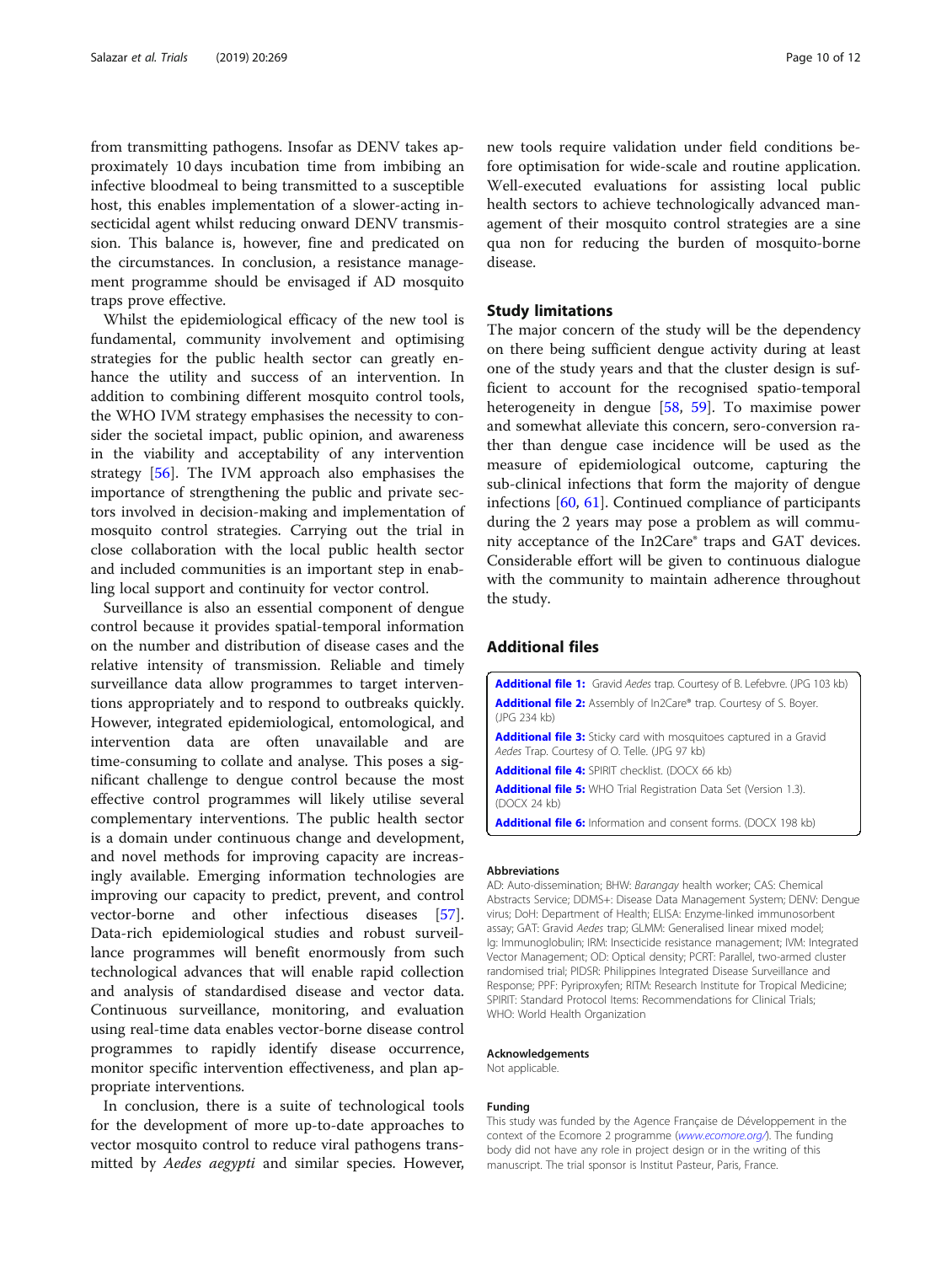from transmitting pathogens. Insofar as DENV takes approximately 10 days incubation time from imbibing an infective bloodmeal to being transmitted to a susceptible host, this enables implementation of a slower-acting insecticidal agent whilst reducing onward DENV transmission. This balance is, however, fine and predicated on the circumstances. In conclusion, a resistance management programme should be envisaged if AD mosquito traps prove effective.

Whilst the epidemiological efficacy of the new tool is fundamental, community involvement and optimising strategies for the public health sector can greatly enhance the utility and success of an intervention. In addition to combining different mosquito control tools, the WHO IVM strategy emphasises the necessity to consider the societal impact, public opinion, and awareness in the viability and acceptability of any intervention strategy [56]. The IVM approach also emphasises the importance of strengthening the public and private sectors involved in decision-making and implementation of mosquito control strategies. Carrying out the trial in close collaboration with the local public health sector and included communities is an important step in enabling local support and continuity for vector control.

Surveillance is also an essential component of dengue control because it provides spatial-temporal information on the number and distribution of disease cases and the relative intensity of transmission. Reliable and timely surveillance data allow programmes to target interventions appropriately and to respond to outbreaks quickly. However, integrated epidemiological, entomological, and intervention data are often unavailable and are time-consuming to collate and analyse. This poses a significant challenge to dengue control because the most effective control programmes will likely utilise several complementary interventions. The public health sector is a domain under continuous change and development, and novel methods for improving capacity are increasingly available. Emerging information technologies are improving our capacity to predict, prevent, and control vector-borne and other infectious diseases [57]. Data-rich epidemiological studies and robust surveillance programmes will benefit enormously from such technological advances that will enable rapid collection and analysis of standardised disease and vector data. Continuous surveillance, monitoring, and evaluation using real-time data enables vector-borne disease control programmes to rapidly identify disease occurrence, monitor specific intervention effectiveness, and plan appropriate interventions.

In conclusion, there is a suite of technological tools for the development of more up-to-date approaches to vector mosquito control to reduce viral pathogens transmitted by *Aedes aegypti* and similar species. However, new tools require validation under field conditions before optimisation for wide-scale and routine application. Well-executed evaluations for assisting local public health sectors to achieve technologically advanced management of their mosquito control strategies are a sine qua non for reducing the burden of mosquito-borne disease.

## Study limitations

The major concern of the study will be the dependency on there being sufficient dengue activity during at least one of the study years and that the cluster design is sufficient to account for the recognised spatio-temporal heterogeneity in dengue [58, 59]. To maximise power and somewhat alleviate this concern, sero-conversion rather than dengue case incidence will be used as the measure of epidemiological outcome, capturing the sub-clinical infections that form the majority of dengue infections [60, 61]. Continued compliance of participants during the 2 years may pose a problem as will community acceptance of the In2Care® traps and GAT devices. Considerable effort will be given to continuous dialogue with the community to maintain adherence throughout the study.

## Additional files

**Additional file 1:** Gravid *Aedes* trap. Courtesy of B. Lefebvre. (JPG 103 kb)

**Additional file 2:** Assembly of In2Care® trap. Courtesy of S. Boyer. (JPG 234 kb)

**Additional file 3:** Sticky card with mosquitoes captured in a Gravid *Aedes* Trap. Courtesy of O. Telle. (JPG 97 kb)

**Additional file 4:** SPIRIT checklist. (DOCX 66 kb)

**Additional file 5:** WHO Trial Registration Data Set (Version 1.3). (DOCX 24 kb)

**Additional file 6:** Information and consent forms. (DOCX 198 kb)

#### Abbreviations

AD: Auto-dissemination; BHW: *Barangay* health worker; CAS: Chemical Abstracts Service; DDMS+: Disease Data Management System; DENV: Dengue virus; DoH: Department of Health; ELISA: Enzyme-linked immunosorbent assay; GAT: Gravid *Aedes* trap; GLMM: Generalised linear mixed model; Ig: Immunoglobulin; IRM: Insecticide resistance management; IVM: Integrated Vector Management; OD: Optical density; PCRT: Parallel, two-armed cluster randomised trial; PIDSR: Philippines Integrated Disease Surveillance and Response; PPF: Pyriproxyfen; RITM: Research Institute for Tropical Medicine; SPIRIT: Standard Protocol Items: Recommendations for Clinical Trials; WHO: World Health Organization

#### Acknowledgements

Not applicable.

#### Funding

This study was funded by the Agence Française de Développement in the context of the Ecomore 2 programme (*www.ecomore.org/*). The funding body did not have any role in project design or in the writing of this manuscript. The trial sponsor is Institut Pasteur, Paris, France.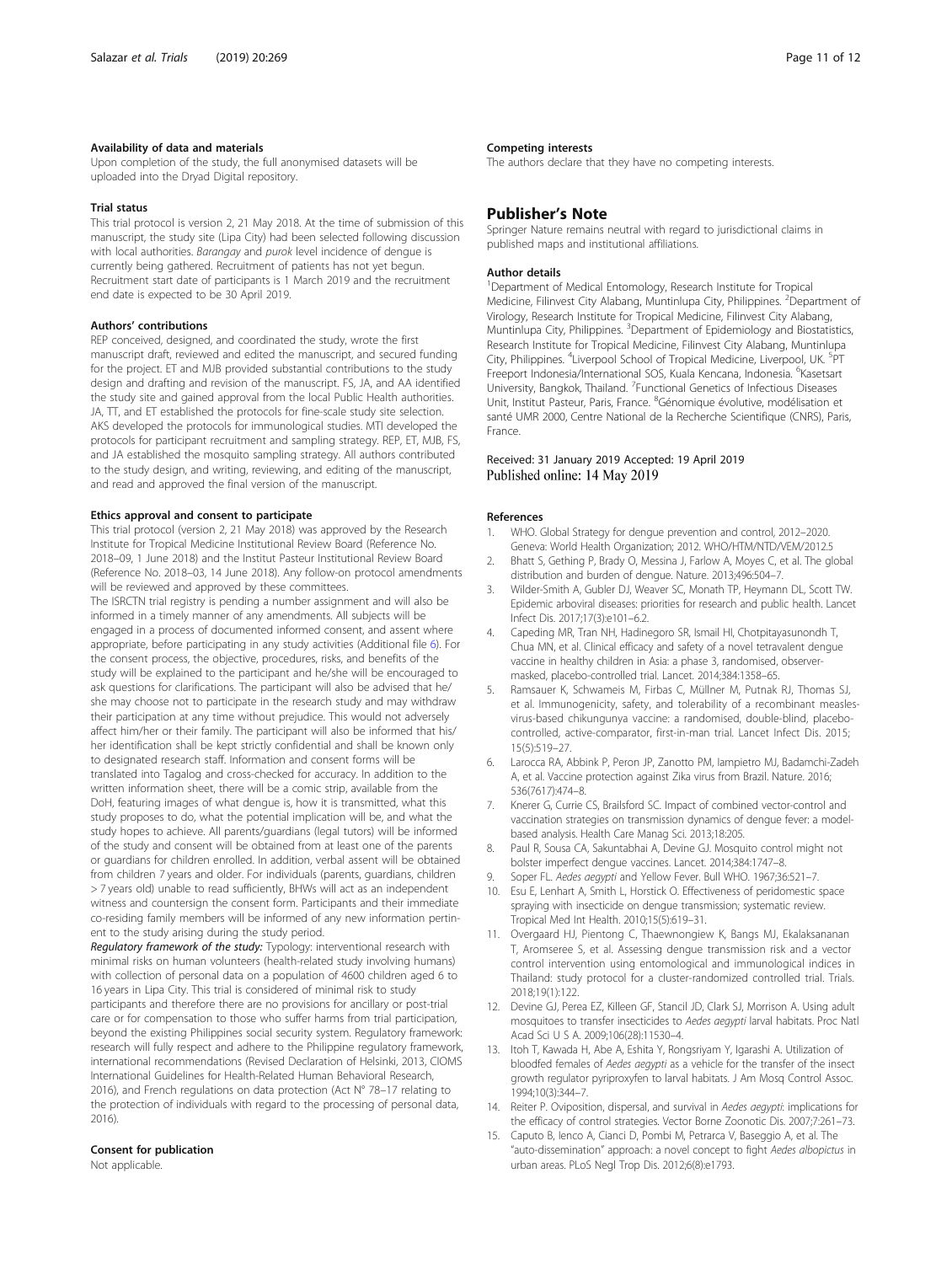### Availability of data and materials

Upon completion of the study, the full anonymised datasets will be uploaded into the Dryad Digital repository.

### Trial status

This trial protocol is version 2, 21 May 2018. At the time of submission of this manuscript, the study site (Lipa City) had been selected following discussion with local authorities. *Barangay* and *purok* level incidence of dengue is currently being gathered. Recruitment of patients has not yet begun. Recruitment start date of participants is 1 March 2019 and the recruitment end date is expected to be 30 April 2019.

### Authors' contributions

REP conceived, designed, and coordinated the study, wrote the first manuscript draft, reviewed and edited the manuscript, and secured funding for the project. ET and MJB provided substantial contributions to the study design and drafting and revision of the manuscript. FS, JA, and AA identified the study site and gained approval from the local Public Health authorities. JA, TT, and ET established the protocols for fine-scale study site selection. AKS developed the protocols for immunological studies. MTI developed the protocols for participant recruitment and sampling strategy. REP, ET, MJB, FS, and JA established the mosquito sampling strategy. All authors contributed to the study design, and writing, reviewing, and editing of the manuscript, and read and approved the final version of the manuscript.

### Ethics approval and consent to participate

This trial protocol (version 2, 21 May 2018) was approved by the Research Institute for Tropical Medicine Institutional Review Board (Reference No. 2018–09, 1 June 2018) and the Institut Pasteur Institutional Review Board (Reference No. 2018–03, 14 June 2018). Any follow-on protocol amendments will be reviewed and approved by these committees.

The ISRCTN trial registry is pending a number assignment and will also be informed in a timely manner of any amendments. All subjects will be engaged in a process of documented informed consent, and assent where appropriate, before participating in any study activities (Additional file 6). For the consent process, the objective, procedures, risks, and benefits of the study will be explained to the participant and he/she will be encouraged to ask questions for clarifications. The participant will also be advised that he/she may choose not to participate in the research study and may withdraw their participation at any time without prejudice. This would not adversely affect him/her or their family. The participant will also be informed that his/her identification shall be kept strictly confidential and shall be known only to designated research staff. Information and consent forms will be translated into Tagalog and cross-checked for accuracy. In addition to the written information sheet, there will be a comic strip, available from the DoH, featuring images of what dengue is, how it is transmitted, what this study proposes to do, what the potential implication will be, and what the study hopes to achieve. All parents/guardians (legal tutors) will be informed of the study and consent will be obtained from at least one of the parents or guardians for children enrolled. In addition, verbal assent will be obtained from children 7 years and older. For individuals (parents, guardians, children > 7 years old) unable to read sufficiently, BHWs will act as an independent witness and countersign the consent form. Participants and their immediate co-residing family members will be informed of any new information pertinent to the study arising during the study period.

*Regulatory framework of the study:* Typology: interventional research with minimal risks on human volunteers (health-related study involving humans) with collection of personal data on a population of 4600 children aged 6 to 16 years in Lipa City. This trial is considered of minimal risk to study participants and therefore there are no provisions for ancillary or post-trial care or for compensation to those who suffer harms from trial participation, beyond the existing Philippines social security system. Regulatory framework: research will fully respect and adhere to the Philippine regulatory framework, international recommendations (Revised Declaration of Helsinki, 2013, CIOMS International Guidelines for Health-Related Human Behavioral Research, 2016), and French regulations on data protection (Act N° 78–17 relating to the protection of individuals with regard to the processing of personal data, 2016).

### Consent for publication

Not applicable.

### Competing interests

The authors declare that they have no competing interests.

## Publisher's Note

Springer Nature remains neutral with regard to jurisdictional claims in published maps and institutional affiliations.

### Author details

[1]Department of Medical Entomology, Research Institute for Tropical Medicine, Filinvest City Alabang, Muntinlupa City, Philippines. [2]Department of Virology, Research Institute for Tropical Medicine, Filinvest City Alabang, Muntinlupa City, Philippines. [3]Department of Epidemiology and Biostatistics, Research Institute for Tropical Medicine, Filinvest City Alabang, Muntinlupa City, Philippines. [4]Liverpool School of Tropical Medicine, Liverpool, UK. [5]PT Freeport Indonesia/International SOS, Kuala Kencana, Indonesia. [6]Kasetsart University, Bangkok, Thailand. [7]Functional Genetics of Infectious Diseases Unit, Institut Pasteur, Paris, France. [8]Génomique évolutive, modélisation et santé UMR 2000, Centre National de la Recherche Scientifique (CNRS), Paris, France.

Received: 31 January 2019 Accepted: 19 April 2019
Published online: 14 May 2019

### References

1. WHO. Global Strategy for dengue prevention and control, 2012–2020. Geneva: World Health Organization; 2012. WHO/HTM/NTD/VEM/2012.5
2. Bhatt S, Gething P, Brady O, Messina J, Farlow A, Moyes C, et al. The global distribution and burden of dengue. Nature. 2013;496:504–7.
3. Wilder-Smith A, Gubler DJ, Weaver SC, Monath TP, Heymann DL, Scott TW. Epidemic arboviral diseases: priorities for research and public health. Lancet Infect Dis. 2017;17(3):e101–6.2.
4. Capeding MR, Tran NH, Hadinegoro SR, Ismail HI, Chotpitayasunondh T, Chua MN, et al. Clinical efficacy and safety of a novel tetravalent dengue vaccine in healthy children in Asia: a phase 3, randomised, observer-masked, placebo-controlled trial. Lancet. 2014;384:1358–65.
5. Ramsauer K, Schwameis M, Firbas C, Müllner M, Putnak RJ, Thomas SJ, et al. Immunogenicity, safety, and tolerability of a recombinant measles-virus-based chikungunya vaccine: a randomised, double-blind, placebo-controlled, active-comparator, first-in-man trial. Lancet Infect Dis. 2015; 15(5):519–27.
6. Larocca RA, Abbink P, Peron JP, Zanotto PM, Iampietro MJ, Badamchi-Zadeh A, et al. Vaccine protection against Zika virus from Brazil. Nature. 2016; 536(7617):474–8.
7. Knerer G, Currie CS, Brailsford SC. Impact of combined vector-control and vaccination strategies on transmission dynamics of dengue fever: a model-based analysis. Health Care Manag Sci. 2013;18:205.
8. Paul R, Sousa CA, Sakuntabhai A, Devine GJ. Mosquito control might not bolster imperfect dengue vaccines. Lancet. 2014;384:1747–8.
9. Soper FL. *Aedes aegypti* and Yellow Fever. Bull WHO. 1967;36:521–7.
10. Esu E, Lenhart A, Smith L, Horstick O. Effectiveness of peridomestic space spraying with insecticide on dengue transmission; systematic review. Tropical Med Int Health. 2010;15(5):619–31.
11. Overgaard HJ, Pientong C, Thaewnongiew K, Bangs MJ, Ekalaksananan T, Aromseree S, et al. Assessing dengue transmission risk and a vector control intervention using entomological and immunological indices in Thailand: study protocol for a cluster-randomized controlled trial. Trials. 2018;19(1):122.
12. Devine GJ, Perea EZ, Killeen GF, Stancil JD, Clark SJ, Morrison A. Using adult mosquitoes to transfer insecticides to *Aedes aegypti* larval habitats. Proc Natl Acad Sci U S A. 2009;106(28):11530–4.
13. Itoh T, Kawada H, Abe A, Eshita Y, Rongsriyam Y, Igarashi A. Utilization of bloodfed females of *Aedes aegypti* as a vehicle for the transfer of the insect growth regulator pyriproxyfen to larval habitats. J Am Mosq Control Assoc. 1994;10(3):344–7.
14. Reiter P. Oviposition, dispersal, and survival in *Aedes aegypti*: implications for the efficacy of control strategies. Vector Borne Zoonotic Dis. 2007;7:261–73.
15. Caputo B, Ienco A, Cianci D, Pombi M, Petrarca V, Baseggio A, et al. The "auto-dissemination" approach: a novel concept to fight *Aedes albopictus* in urban areas. PLoS Negl Trop Dis. 2012;6(8):e1793.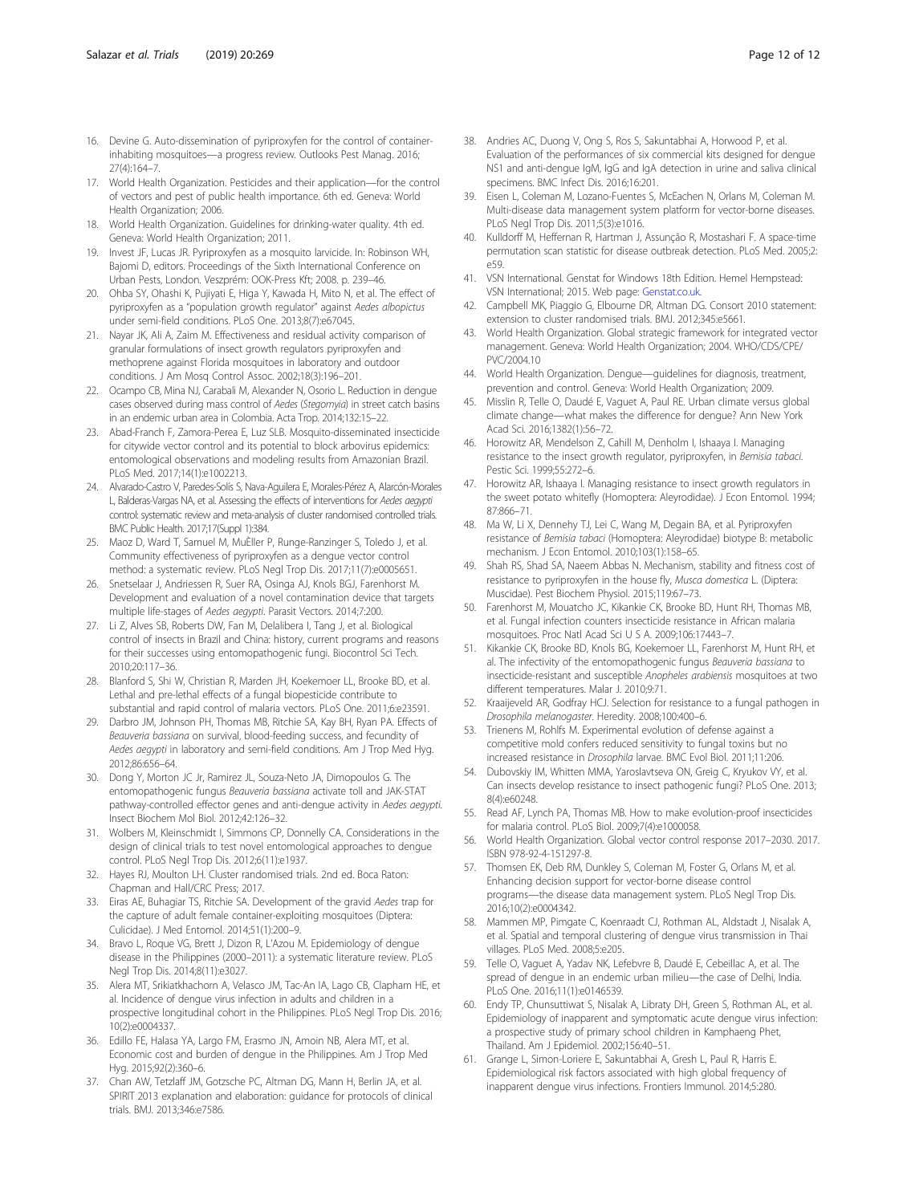16. Devine G. Auto-dissemination of pyriproxyfen for the control of container-inhabiting mosquitoes—a progress review. Outlooks Pest Manag. 2016; 27(4):164–7.
17. World Health Organization. Pesticides and their application—for the control of vectors and pest of public health importance. 6th ed. Geneva: World Health Organization; 2006.
18. World Health Organization. Guidelines for drinking-water quality. 4th ed. Geneva: World Health Organization; 2011.
19. Invest JF, Lucas JR. Pyriproxyfen as a mosquito larvicide. In: Robinson WH, Bajomi D, editors. Proceedings of the Sixth International Conference on Urban Pests, London. Veszprém: OOK-Press Kft; 2008. p. 239–46.
20. Ohba SY, Ohashi K, Pujiyati E, Higa Y, Kawada H, Mito N, et al. The effect of pyriproxyfen as a "population growth regulator" against *Aedes albopictus* under semi-field conditions. PLoS One. 2013;8(7):e67045.
21. Nayar JK, Ali A, Zaim M. Effectiveness and residual activity comparison of granular formulations of insect growth regulators pyriproxyfen and methoprene against Florida mosquitoes in laboratory and outdoor conditions. J Am Mosq Control Assoc. 2002;18(3):196–201.
22. Ocampo CB, Mina NJ, Carabali M, Alexander N, Osorio L. Reduction in dengue cases observed during mass control of *Aedes* (*Stegomyia*) in street catch basins in an endemic urban area in Colombia. Acta Trop. 2014;132:15–22.
23. Abad-Franch F, Zamora-Perea E, Luz SLB. Mosquito-disseminated insecticide for citywide vector control and its potential to block arbovirus epidemics: entomological observations and modeling results from Amazonian Brazil. PLoS Med. 2017;14(1):e1002213.
24. Alvarado-Castro V, Paredes-Solís S, Nava-Aguilera E, Morales-Pérez A, Alarcón-Morales L, Balderas-Vargas NA, et al. Assessing the effects of interventions for *Aedes aegypti* control: systematic review and meta-analysis of cluster randomised controlled trials. BMC Public Health. 2017;17(Suppl 1):384.
25. Maoz D, Ward T, Samuel M, MuÈller P, Runge-Ranzinger S, Toledo J, et al. Community effectiveness of pyriproxyfen as a dengue vector control method: a systematic review. PLoS Negl Trop Dis. 2017;11(7):e0005651.
26. Snetselaar J, Andriessen R, Suer RA, Osinga AJ, Knols BGJ, Farenhorst M. Development and evaluation of a novel contamination device that targets multiple life-stages of *Aedes aegypti*. Parasit Vectors. 2014;7:200.
27. Li Z, Alves SB, Roberts DW, Fan M, Delalibera I, Tang J, et al. Biological control of insects in Brazil and China: history, current programs and reasons for their successes using entomopathogenic fungi. Biocontrol Sci Tech. 2010;20:117–36.
28. Blanford S, Shi W, Christian R, Marden JH, Koekemoer LL, Brooke BD, et al. Lethal and pre-lethal effects of a fungal biopesticide contribute to substantial and rapid control of malaria vectors. PLoS One. 2011;6:e23591.
29. Darbro JM, Johnson PH, Thomas MB, Ritchie SA, Kay BH, Ryan PA. Effects of *Beauveria bassiana* on survival, blood-feeding success, and fecundity of *Aedes aegypti* in laboratory and semi-field conditions. Am J Trop Med Hyg. 2012;86:656–64.
30. Dong Y, Morton JC Jr, Ramirez JL, Souza-Neto JA, Dimopoulos G. The entomopathogenic fungus *Beauveria bassiana* activate toll and JAK-STAT pathway-controlled effector genes and anti-dengue activity in *Aedes aegypti*. Insect Biochem Mol Biol. 2012;42:126–32.
31. Wolbers M, Kleinschmidt I, Simmons CP, Donnelly CA. Considerations in the design of clinical trials to test novel entomological approaches to dengue control. PLoS Negl Trop Dis. 2012;6(11):e1937.
32. Hayes RJ, Moulton LH. Cluster randomised trials. 2nd ed. Boca Raton: Chapman and Hall/CRC Press; 2017.
33. Eiras AE, Buhagiar TS, Ritchie SA. Development of the gravid *Aedes* trap for the capture of adult female container-exploiting mosquitoes (Diptera: Culicidae). J Med Entomol. 2014;51(1):200–9.
34. Bravo L, Roque VG, Brett J, Dizon R, L'Azou M. Epidemiology of dengue disease in the Philippines (2000–2011): a systematic literature review. PLoS Negl Trop Dis. 2014;8(11):e3027.
35. Alera MT, Srikiatkhachorn A, Velasco JM, Tac-An IA, Lago CB, Clapham HE, et al. Incidence of dengue virus infection in adults and children in a prospective longitudinal cohort in the Philippines. PLoS Negl Trop Dis. 2016; 10(2):e0004337.
36. Edillo FE, Halasa YA, Largo FM, Erasmo JN, Amoin NB, Alera MT, et al. Economic cost and burden of dengue in the Philippines. Am J Trop Med Hyg. 2015;92(2):360–6.
37. Chan AW, Tetzlaff JM, Gotzsche PC, Altman DG, Mann H, Berlin JA, et al. SPIRIT 2013 explanation and elaboration: guidance for protocols of clinical trials. BMJ. 2013;346:e7586.
38. Andries AC, Duong V, Ong S, Ros S, Sakuntabhai A, Horwood P, et al. Evaluation of the performances of six commercial kits designed for dengue NS1 and anti-dengue IgM, IgG and IgA detection in urine and saliva clinical specimens. BMC Infect Dis. 2016;16:201.
39. Eisen L, Coleman M, Lozano-Fuentes S, McEachen N, Orlans M, Coleman M. Multi-disease data management system platform for vector-borne diseases. PLoS Negl Trop Dis. 2011;5(3):e1016.
40. Kulldorff M, Heffernan R, Hartman J, Assunção R, Mostashari F. A space-time permutation scan statistic for disease outbreak detection. PLoS Med. 2005;2: e59.
41. VSN International. Genstat for Windows 18th Edition. Hemel Hempstead: VSN International; 2015. Web page: Genstat.co.uk.
42. Campbell MK, Piaggio G, Elbourne DR, Altman DG. Consort 2010 statement: extension to cluster randomised trials. BMJ. 2012;345:e5661.
43. World Health Organization. Global strategic framework for integrated vector management. Geneva: World Health Organization; 2004. WHO/CDS/CPE/PVC/2004.10
44. World Health Organization. Dengue—guidelines for diagnosis, treatment, prevention and control. Geneva: World Health Organization; 2009.
45. Misslin R, Telle O, Daudé E, Vaguet A, Paul RE. Urban climate versus global climate change—what makes the difference for dengue? Ann New York Acad Sci. 2016;1382(1):56–72.
46. Horowitz AR, Mendelson Z, Cahill M, Denholm I, Ishaaya I. Managing resistance to the insect growth regulator, pyriproxyfen, in *Bemisia tabaci*. Pestic Sci. 1999;55:272–6.
47. Horowitz AR, Ishaaya I. Managing resistance to insect growth regulators in the sweet potato whitefly (Homoptera: Aleyrodidae). J Econ Entomol. 1994; 87:866–71.
48. Ma W, Li X, Dennehy TJ, Lei C, Wang M, Degain BA, et al. Pyriproxyfen resistance of *Bemisia tabaci* (Homoptera: Aleyrodidae) biotype B: metabolic mechanism. J Econ Entomol. 2010;103(1):158–65.
49. Shah RS, Shad SA, Naeem Abbas N. Mechanism, stability and fitness cost of resistance to pyriproxyfen in the house fly, *Musca domestica* L. (Diptera: Muscidae). Pest Biochem Physiol. 2015;119:67–73.
50. Farenhorst M, Mouatcho JC, Kikankie CK, Brooke BD, Hunt RH, Thomas MB, et al. Fungal infection counters insecticide resistance in African malaria mosquitoes. Proc Natl Acad Sci U S A. 2009;106:17443–7.
51. Kikankie CK, Brooke BD, Knols BG, Koekemoer LL, Farenhorst M, Hunt RH, et al. The infectivity of the entomopathogenic fungus *Beauveria bassiana* to insecticide-resistant and susceptible *Anopheles arabiensis* mosquitoes at two different temperatures. Malar J. 2010;9:71.
52. Kraaijeveld AR, Godfray HCJ. Selection for resistance to a fungal pathogen in *Drosophila melanogaster*. Heredity. 2008;100:400–6.
53. Trienens M, Rohlfs M. Experimental evolution of defense against a competitive mold confers reduced sensitivity to fungal toxins but no increased resistance in *Drosophila* larvae. BMC Evol Biol. 2011;11:206.
54. Dubovskiy IM, Whitten MMA, Yaroslavtseva ON, Greig C, Kryukov VY, et al. Can insects develop resistance to insect pathogenic fungi? PLoS One. 2013; 8(4):e60248.
55. Read AF, Lynch PA, Thomas MB. How to make evolution-proof insecticides for malaria control. PLoS Biol. 2009;7(4):e1000058.
56. World Health Organization. Global vector control response 2017–2030. 2017. ISBN 978-92-4-151297-8.
57. Thomsen EK, Deb RM, Dunkley S, Coleman M, Foster G, Orlans M, et al. Enhancing decision support for vector-borne disease control programs—the disease data management system. PLoS Negl Trop Dis. 2016;10(2):e0004342.
58. Mammen MP, Pimgate C, Koenraadt CJ, Rothman AL, Aldstadt J, Nisalak A, et al. Spatial and temporal clustering of dengue virus transmission in Thai villages. PLoS Med. 2008;5:e205.
59. Telle O, Vaguet A, Yadav NK, Lefebvre B, Daudé E, Cebeillac A, et al. The spread of dengue in an endemic urban milieu—the case of Delhi, India. PLoS One. 2016;11(1):e0146539.
60. Endy TP, Chunsuttiwat S, Nisalak A, Libraty DH, Green S, Rothman AL, et al. Epidemiology of inapparent and symptomatic acute dengue virus infection: a prospective study of primary school children in Kamphaeng Phet, Thailand. Am J Epidemiol. 2002;156:40–51.
61. Grange L, Simon-Loriere E, Sakuntabhai A, Gresh L, Paul R, Harris E. Epidemiological risk factors associated with high global frequency of inapparent dengue virus infections. Frontiers Immunol. 2014;5:280.